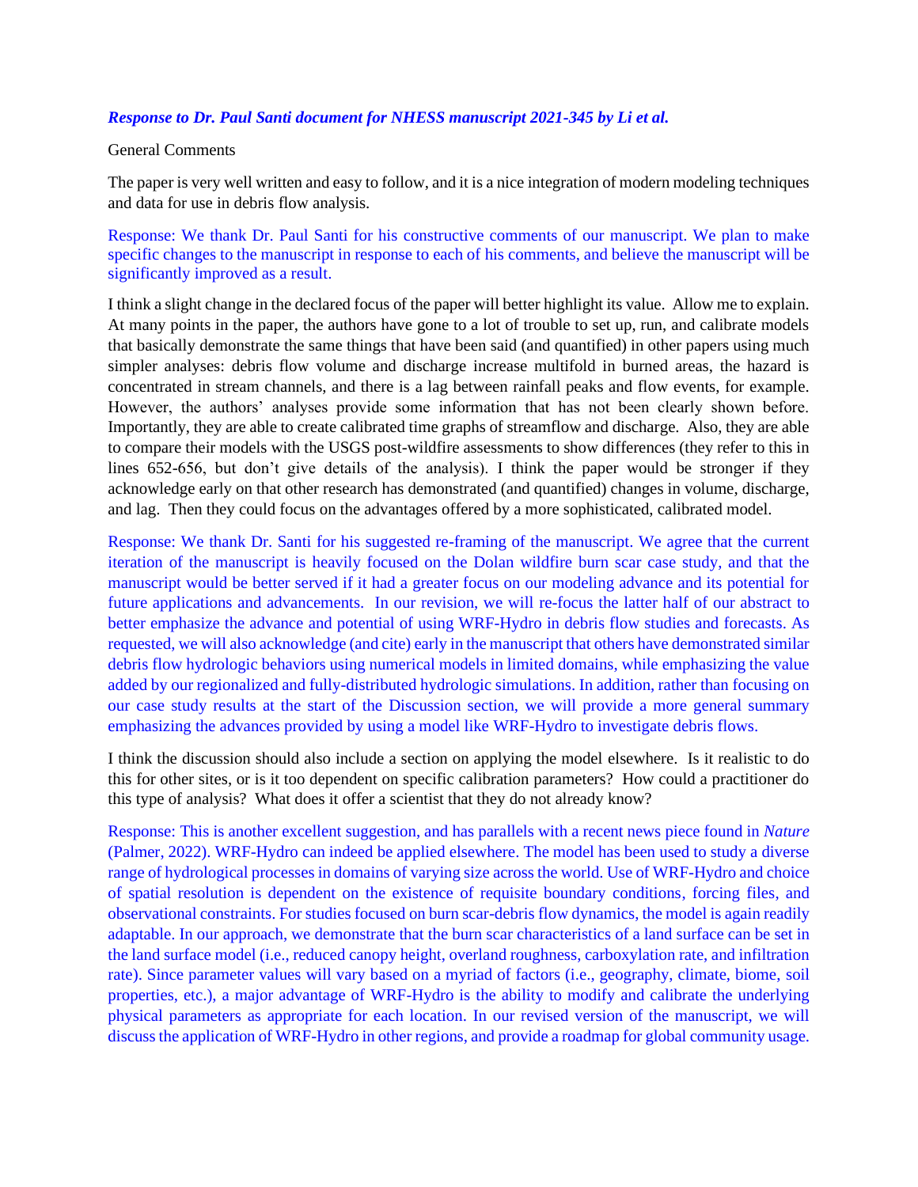***Response to Dr. Paul Santi document for NHESS manuscript 2021-345 by Li et al.***

General Comments

The paper is very well written and easy to follow, and it is a nice integration of modern modeling techniques and data for use in debris flow analysis.

Response: We thank Dr. Paul Santi for his constructive comments of our manuscript. We plan to make specific changes to the manuscript in response to each of his comments, and believe the manuscript will be significantly improved as a result.

I think a slight change in the declared focus of the paper will better highlight its value. Allow me to explain. At many points in the paper, the authors have gone to a lot of trouble to set up, run, and calibrate models that basically demonstrate the same things that have been said (and quantified) in other papers using much simpler analyses: debris flow volume and discharge increase multifold in burned areas, the hazard is concentrated in stream channels, and there is a lag between rainfall peaks and flow events, for example. However, the authors' analyses provide some information that has not been clearly shown before. Importantly, they are able to create calibrated time graphs of streamflow and discharge. Also, they are able to compare their models with the USGS post-wildfire assessments to show differences (they refer to this in lines 652-656, but don't give details of the analysis). I think the paper would be stronger if they acknowledge early on that other research has demonstrated (and quantified) changes in volume, discharge, and lag. Then they could focus on the advantages offered by a more sophisticated, calibrated model.

Response: We thank Dr. Santi for his suggested re-framing of the manuscript. We agree that the current iteration of the manuscript is heavily focused on the Dolan wildfire burn scar case study, and that the manuscript would be better served if it had a greater focus on our modeling advance and its potential for future applications and advancements. In our revision, we will re-focus the latter half of our abstract to better emphasize the advance and potential of using WRF-Hydro in debris flow studies and forecasts. As requested, we will also acknowledge (and cite) early in the manuscript that others have demonstrated similar debris flow hydrologic behaviors using numerical models in limited domains, while emphasizing the value added by our regionalized and fully-distributed hydrologic simulations. In addition, rather than focusing on our case study results at the start of the Discussion section, we will provide a more general summary emphasizing the advances provided by using a model like WRF-Hydro to investigate debris flows.

I think the discussion should also include a section on applying the model elsewhere. Is it realistic to do this for other sites, or is it too dependent on specific calibration parameters? How could a practitioner do this type of analysis? What does it offer a scientist that they do not already know?

Response: This is another excellent suggestion, and has parallels with a recent news piece found in *Nature* (Palmer, 2022). WRF-Hydro can indeed be applied elsewhere. The model has been used to study a diverse range of hydrological processes in domains of varying size across the world. Use of WRF-Hydro and choice of spatial resolution is dependent on the existence of requisite boundary conditions, forcing files, and observational constraints. For studies focused on burn scar-debris flow dynamics, the model is again readily adaptable. In our approach, we demonstrate that the burn scar characteristics of a land surface can be set in the land surface model (i.e., reduced canopy height, overland roughness, carboxylation rate, and infiltration rate). Since parameter values will vary based on a myriad of factors (i.e., geography, climate, biome, soil properties, etc.), a major advantage of WRF-Hydro is the ability to modify and calibrate the underlying physical parameters as appropriate for each location. In our revised version of the manuscript, we will discuss the application of WRF-Hydro in other regions, and provide a roadmap for global community usage.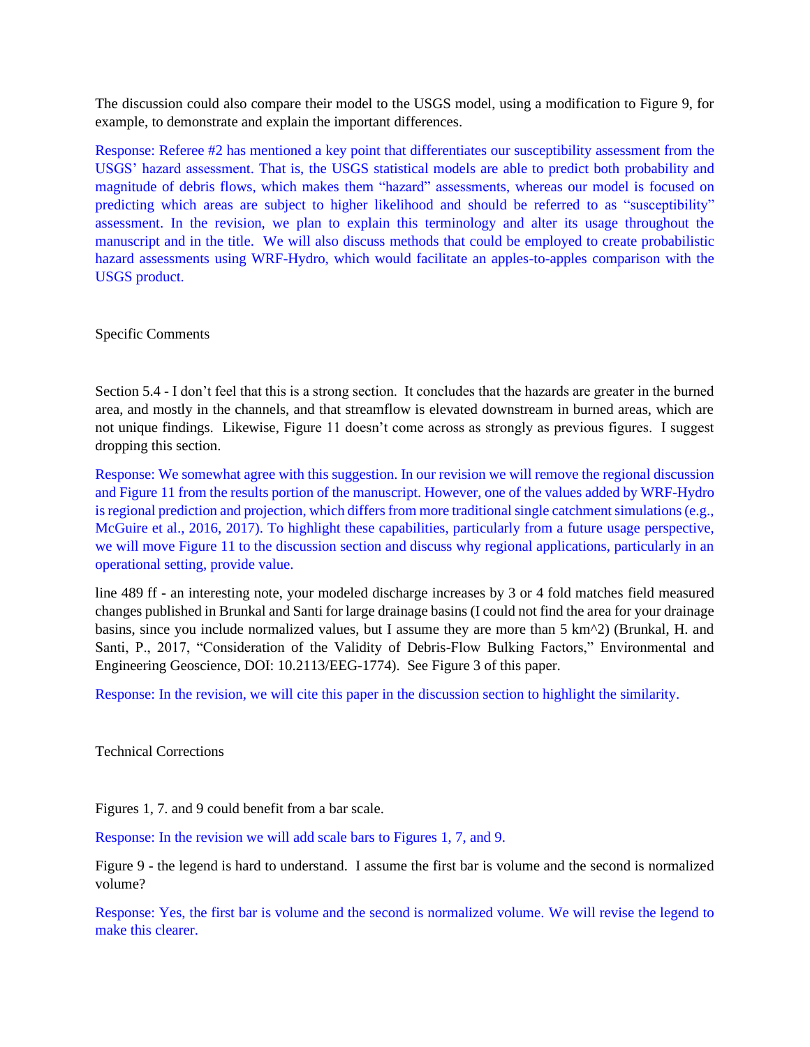The discussion could also compare their model to the USGS model, using a modification to Figure 9, for example, to demonstrate and explain the important differences.

Response: Referee #2 has mentioned a key point that differentiates our susceptibility assessment from the USGS' hazard assessment. That is, the USGS statistical models are able to predict both probability and magnitude of debris flows, which makes them "hazard" assessments, whereas our model is focused on predicting which areas are subject to higher likelihood and should be referred to as "susceptibility" assessment. In the revision, we plan to explain this terminology and alter its usage throughout the manuscript and in the title. We will also discuss methods that could be employed to create probabilistic hazard assessments using WRF-Hydro, which would facilitate an apples-to-apples comparison with the USGS product.

Specific Comments

Section 5.4 - I don't feel that this is a strong section. It concludes that the hazards are greater in the burned area, and mostly in the channels, and that streamflow is elevated downstream in burned areas, which are not unique findings. Likewise, Figure 11 doesn't come across as strongly as previous figures. I suggest dropping this section.

Response: We somewhat agree with this suggestion. In our revision we will remove the regional discussion and Figure 11 from the results portion of the manuscript. However, one of the values added by WRF-Hydro is regional prediction and projection, which differs from more traditional single catchment simulations (e.g., McGuire et al., 2016, 2017). To highlight these capabilities, particularly from a future usage perspective, we will move Figure 11 to the discussion section and discuss why regional applications, particularly in an operational setting, provide value.

line 489 ff - an interesting note, your modeled discharge increases by 3 or 4 fold matches field measured changes published in Brunkal and Santi for large drainage basins (I could not find the area for your drainage basins, since you include normalized values, but I assume they are more than 5 km^2) (Brunkal, H. and Santi, P., 2017, "Consideration of the Validity of Debris-Flow Bulking Factors," Environmental and Engineering Geoscience, DOI: 10.2113/EEG-1774). See Figure 3 of this paper.

Response: In the revision, we will cite this paper in the discussion section to highlight the similarity.

Technical Corrections

Figures 1, 7. and 9 could benefit from a bar scale.

Response: In the revision we will add scale bars to Figures 1, 7, and 9.

Figure 9 - the legend is hard to understand. I assume the first bar is volume and the second is normalized volume?

Response: Yes, the first bar is volume and the second is normalized volume. We will revise the legend to make this clearer.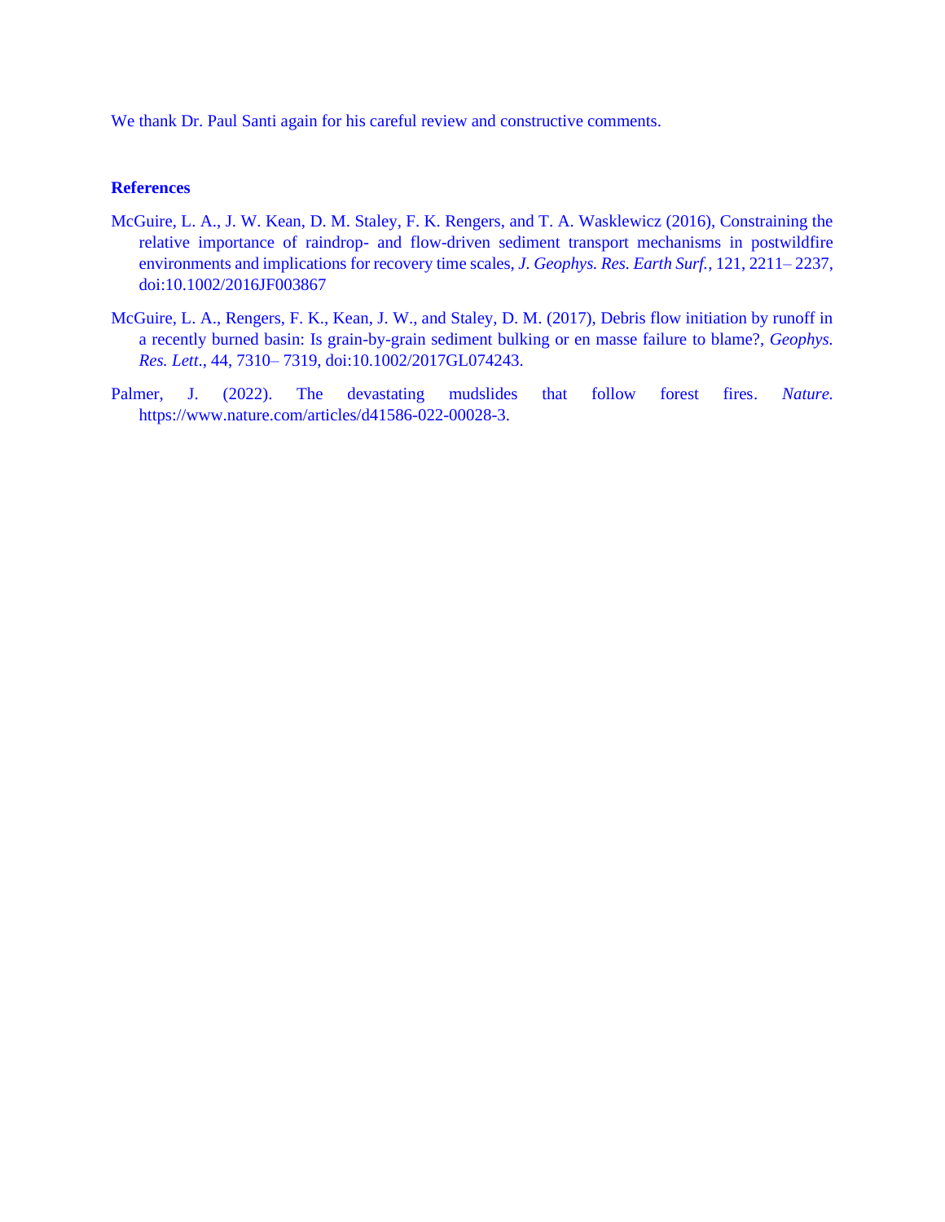We thank Dr. Paul Santi again for his careful review and constructive comments.

**References**

McGuire, L. A., J. W. Kean, D. M. Staley, F. K. Rengers, and T. A. Wasklewicz (2016), Constraining the relative importance of raindrop- and flow-driven sediment transport mechanisms in postwildfire environments and implications for recovery time scales, *J. Geophys. Res. Earth Surf.*, 121, 2211– 2237, doi:10.1002/2016JF003867

McGuire, L. A., Rengers, F. K., Kean, J. W., and Staley, D. M. (2017), Debris flow initiation by runoff in a recently burned basin: Is grain-by-grain sediment bulking or en masse failure to blame?, *Geophys. Res. Lett*., 44, 7310– 7319, doi:10.1002/2017GL074243.

Palmer, J. (2022). The devastating mudslides that follow forest fires. *Nature.* https://www.nature.com/articles/d41586-022-00028-3.